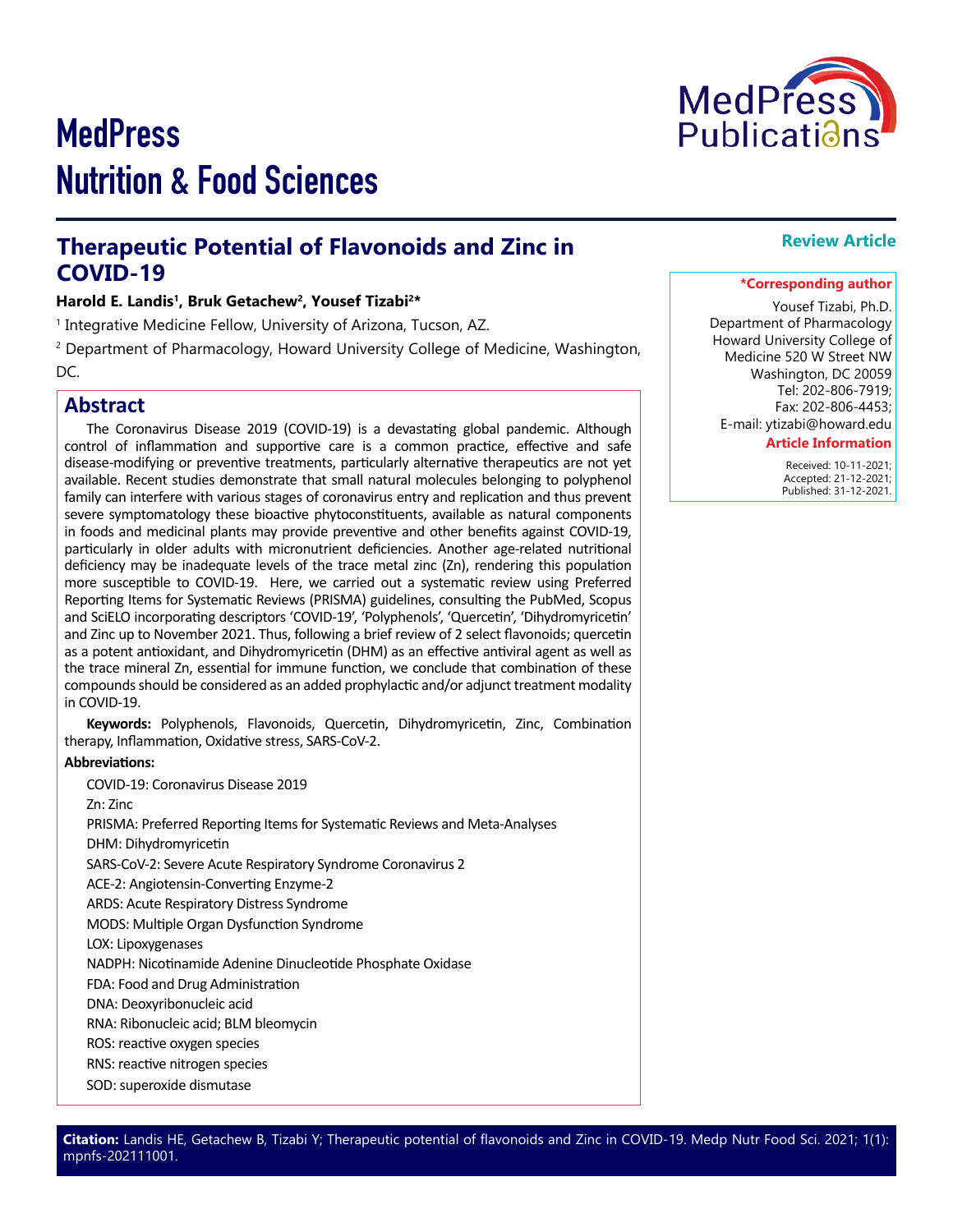# MedPress Nutrition & Food Sciences

**Review Article**

## Therapeutic Potential of Flavonoids and Zinc in COVID-19

**Harold E. Landis[1], Bruk Getachew[2], Yousef Tizabi[2]***

[1] Integrative Medicine Fellow, University of Arizona, Tucson, AZ.

[2] Department of Pharmacology, Howard University College of Medicine, Washington, DC.

**\*Corresponding author**

Yousef Tizabi, Ph.D.
Department of Pharmacology
Howard University College of Medicine 520 W Street NW
Washington, DC 20059
Tel: 202-806-7919;
Fax: 202-806-4453;
E-mail: ytizabi@howard.edu

**Article Information**

Received: 10-11-2021;
Accepted: 21-12-2021;
Published: 31-12-2021.

## Abstract

The Coronavirus Disease 2019 (COVID-19) is a devastating global pandemic. Although control of inflammation and supportive care is a common practice, effective and safe disease-modifying or preventive treatments, particularly alternative therapeutics are not yet available. Recent studies demonstrate that small natural molecules belonging to polyphenol family can interfere with various stages of coronavirus entry and replication and thus prevent severe symptomatology these bioactive phytoconstituents, available as natural components in foods and medicinal plants may provide preventive and other benefits against COVID-19, particularly in older adults with micronutrient deficiencies. Another age-related nutritional deficiency may be inadequate levels of the trace metal zinc (Zn), rendering this population more susceptible to COVID-19. Here, we carried out a systematic review using Preferred Reporting Items for Systematic Reviews (PRISMA) guidelines, consulting the PubMed, Scopus and SciELO incorporating descriptors 'COVID-19', 'Polyphenols', 'Quercetin', 'Dihydromyricetin' and Zinc up to November 2021. Thus, following a brief review of 2 select flavonoids; quercetin as a potent antioxidant, and Dihydromyricetin (DHM) as an effective antiviral agent as well as the trace mineral Zn, essential for immune function, we conclude that combination of these compounds should be considered as an added prophylactic and/or adjunct treatment modality in COVID-19.

**Keywords:** Polyphenols, Flavonoids, Quercetin, Dihydromyricetin, Zinc, Combination therapy, Inflammation, Oxidative stress, SARS-CoV-2.

**Abbreviations:**

COVID-19: Coronavirus Disease 2019

Zn: Zinc

PRISMA: Preferred Reporting Items for Systematic Reviews and Meta-Analyses

DHM: Dihydromyricetin

SARS-CoV-2: Severe Acute Respiratory Syndrome Coronavirus 2

ACE-2: Angiotensin-Converting Enzyme-2

ARDS: Acute Respiratory Distress Syndrome

MODS: Multiple Organ Dysfunction Syndrome

LOX: Lipoxygenases

NADPH: Nicotinamide Adenine Dinucleotide Phosphate Oxidase

FDA: Food and Drug Administration

DNA: Deoxyribonucleic acid

RNA: Ribonucleic acid; BLM bleomycin

ROS: reactive oxygen species

RNS: reactive nitrogen species

SOD: superoxide dismutase

**Citation:** Landis HE, Getachew B, Tizabi Y; Therapeutic potential of flavonoids and Zinc in COVID-19. Medp Nutr Food Sci. 2021; 1(1): mpnfs-202111001.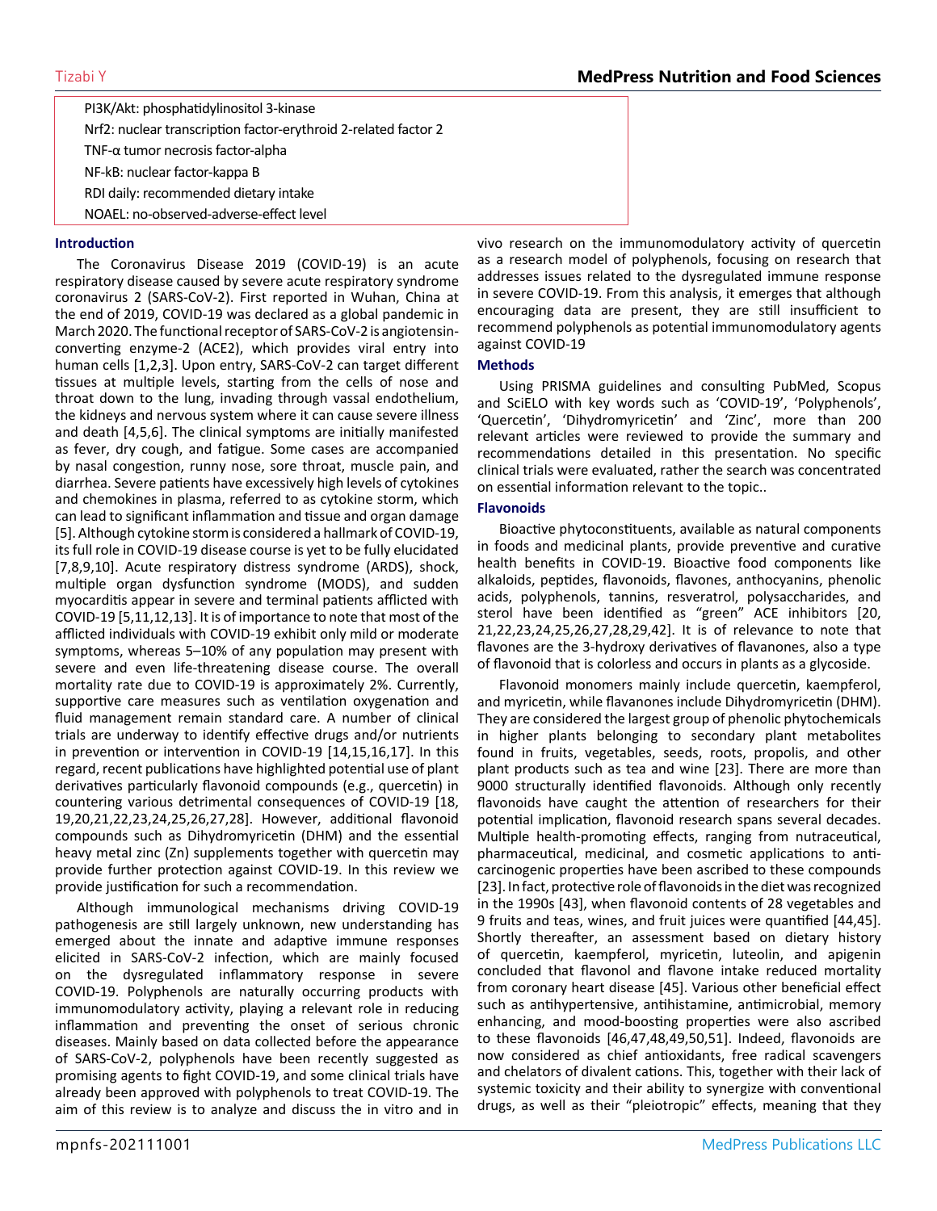PI3K/Akt: phosphatidylinositol 3-kinase
Nrf2: nuclear transcription factor-erythroid 2-related factor 2
TNF-α tumor necrosis factor-alpha
NF-kB: nuclear factor-kappa B
RDI daily: recommended dietary intake
NOAEL: no-observed-adverse-effect level

## Introduction

The Coronavirus Disease 2019 (COVID-19) is an acute respiratory disease caused by severe acute respiratory syndrome coronavirus 2 (SARS-CoV-2). First reported in Wuhan, China at the end of 2019, COVID-19 was declared as a global pandemic in March 2020. The functional receptor of SARS-CoV-2 is angiotensin-converting enzyme-2 (ACE2), which provides viral entry into human cells [1,2,3]. Upon entry, SARS-CoV-2 can target different tissues at multiple levels, starting from the cells of nose and throat down to the lung, invading through vassal endothelium, the kidneys and nervous system where it can cause severe illness and death [4,5,6]. The clinical symptoms are initially manifested as fever, dry cough, and fatigue. Some cases are accompanied by nasal congestion, runny nose, sore throat, muscle pain, and diarrhea. Severe patients have excessively high levels of cytokines and chemokines in plasma, referred to as cytokine storm, which can lead to significant inflammation and tissue and organ damage [5]. Although cytokine storm is considered a hallmark of COVID-19, its full role in COVID-19 disease course is yet to be fully elucidated [7,8,9,10]. Acute respiratory distress syndrome (ARDS), shock, multiple organ dysfunction syndrome (MODS), and sudden myocarditis appear in severe and terminal patients afflicted with COVID-19 [5,11,12,13]. It is of importance to note that most of the afflicted individuals with COVID-19 exhibit only mild or moderate symptoms, whereas 5–10% of any population may present with severe and even life-threatening disease course. The overall mortality rate due to COVID-19 is approximately 2%. Currently, supportive care measures such as ventilation oxygenation and fluid management remain standard care. A number of clinical trials are underway to identify effective drugs and/or nutrients in prevention or intervention in COVID-19 [14,15,16,17]. In this regard, recent publications have highlighted potential use of plant derivatives particularly flavonoid compounds (e.g., quercetin) in countering various detrimental consequences of COVID-19 [18, 19,20,21,22,23,24,25,26,27,28]. However, additional flavonoid compounds such as Dihydromyricetin (DHM) and the essential heavy metal zinc (Zn) supplements together with quercetin may provide further protection against COVID-19. In this review we provide justification for such a recommendation.

Although immunological mechanisms driving COVID-19 pathogenesis are still largely unknown, new understanding has emerged about the innate and adaptive immune responses elicited in SARS-CoV-2 infection, which are mainly focused on the dysregulated inflammatory response in severe COVID-19. Polyphenols are naturally occurring products with immunomodulatory activity, playing a relevant role in reducing inflammation and preventing the onset of serious chronic diseases. Mainly based on data collected before the appearance of SARS-CoV-2, polyphenols have been recently suggested as promising agents to fight COVID-19, and some clinical trials have already been approved with polyphenols to treat COVID-19. The aim of this review is to analyze and discuss the in vitro and in vivo research on the immunomodulatory activity of quercetin as a research model of polyphenols, focusing on research that addresses issues related to the dysregulated immune response in severe COVID-19. From this analysis, it emerges that although encouraging data are present, they are still insufficient to recommend polyphenols as potential immunomodulatory agents against COVID-19

## Methods

Using PRISMA guidelines and consulting PubMed, Scopus and SciELO with key words such as 'COVID-19', 'Polyphenols', 'Quercetin', 'Dihydromyricetin' and 'Zinc', more than 200 relevant articles were reviewed to provide the summary and recommendations detailed in this presentation. No specific clinical trials were evaluated, rather the search was concentrated on essential information relevant to the topic..

## Flavonoids

Bioactive phytoconstituents, available as natural components in foods and medicinal plants, provide preventive and curative health benefits in COVID-19. Bioactive food components like alkaloids, peptides, flavonoids, flavones, anthocyanins, phenolic acids, polyphenols, tannins, resveratrol, polysaccharides, and sterol have been identified as "green" ACE inhibitors [20, 21,22,23,24,25,26,27,28,29,42]. It is of relevance to note that flavones are the 3-hydroxy derivatives of flavanones, also a type of flavonoid that is colorless and occurs in plants as a glycoside.

Flavonoid monomers mainly include quercetin, kaempferol, and myricetin, while flavanones include Dihydromyricetin (DHM). They are considered the largest group of phenolic phytochemicals in higher plants belonging to secondary plant metabolites found in fruits, vegetables, seeds, roots, propolis, and other plant products such as tea and wine [23]. There are more than 9000 structurally identified flavonoids. Although only recently flavonoids have caught the attention of researchers for their potential implication, flavonoid research spans several decades. Multiple health-promoting effects, ranging from nutraceutical, pharmaceutical, medicinal, and cosmetic applications to anti-carcinogenic properties have been ascribed to these compounds [23]. In fact, protective role of flavonoids in the diet was recognized in the 1990s [43], when flavonoid contents of 28 vegetables and 9 fruits and teas, wines, and fruit juices were quantified [44,45]. Shortly thereafter, an assessment based on dietary history of quercetin, kaempferol, myricetin, luteolin, and apigenin concluded that flavonol and flavone intake reduced mortality from coronary heart disease [45]. Various other beneficial effect such as antihypertensive, antihistamine, antimicrobial, memory enhancing, and mood-boosting properties were also ascribed to these flavonoids [46,47,48,49,50,51]. Indeed, flavonoids are now considered as chief antioxidants, free radical scavengers and chelators of divalent cations. This, together with their lack of systemic toxicity and their ability to synergize with conventional drugs, as well as their "pleiotropic" effects, meaning that they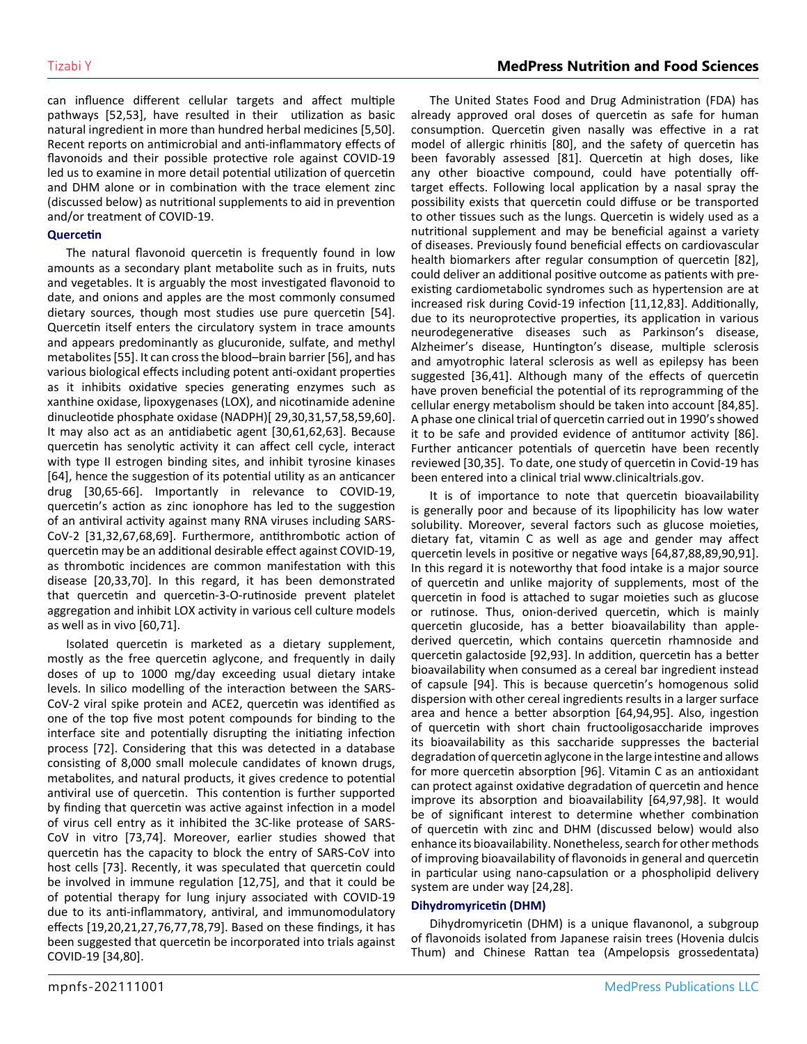can influence different cellular targets and affect multiple pathways [52,53], have resulted in their utilization as basic natural ingredient in more than hundred herbal medicines [5,50]. Recent reports on antimicrobial and anti-inflammatory effects of flavonoids and their possible protective role against COVID-19 led us to examine in more detail potential utilization of quercetin and DHM alone or in combination with the trace element zinc (discussed below) as nutritional supplements to aid in prevention and/or treatment of COVID-19.

### Quercetin

The natural flavonoid quercetin is frequently found in low amounts as a secondary plant metabolite such as in fruits, nuts and vegetables. It is arguably the most investigated flavonoid to date, and onions and apples are the most commonly consumed dietary sources, though most studies use pure quercetin [54]. Quercetin itself enters the circulatory system in trace amounts and appears predominantly as glucuronide, sulfate, and methyl metabolites [55]. It can cross the blood–brain barrier [56], and has various biological effects including potent anti-oxidant properties as it inhibits oxidative species generating enzymes such as xanthine oxidase, lipoxygenases (LOX), and nicotinamide adenine dinucleotide phosphate oxidase (NADPH)[ 29,30,31,57,58,59,60]. It may also act as an antidiabetic agent [30,61,62,63]. Because quercetin has senolytic activity it can affect cell cycle, interact with type II estrogen binding sites, and inhibit tyrosine kinases [64], hence the suggestion of its potential utility as an anticancer drug [30,65-66]. Importantly in relevance to COVID-19, quercetin's action as zinc ionophore has led to the suggestion of an antiviral activity against many RNA viruses including SARS-CoV-2 [31,32,67,68,69]. Furthermore, antithrombotic action of quercetin may be an additional desirable effect against COVID-19, as thrombotic incidences are common manifestation with this disease [20,33,70]. In this regard, it has been demonstrated that quercetin and quercetin-3-O-rutinoside prevent platelet aggregation and inhibit LOX activity in various cell culture models as well as in vivo [60,71].

Isolated quercetin is marketed as a dietary supplement, mostly as the free quercetin aglycone, and frequently in daily doses of up to 1000 mg/day exceeding usual dietary intake levels. In silico modelling of the interaction between the SARS-CoV-2 viral spike protein and ACE2, quercetin was identified as one of the top five most potent compounds for binding to the interface site and potentially disrupting the initiating infection process [72]. Considering that this was detected in a database consisting of 8,000 small molecule candidates of known drugs, metabolites, and natural products, it gives credence to potential antiviral use of quercetin. This contention is further supported by finding that quercetin was active against infection in a model of virus cell entry as it inhibited the 3C-like protease of SARS-CoV in vitro [73,74]. Moreover, earlier studies showed that quercetin has the capacity to block the entry of SARS-CoV into host cells [73]. Recently, it was speculated that quercetin could be involved in immune regulation [12,75], and that it could be of potential therapy for lung injury associated with COVID-19 due to its anti-inflammatory, antiviral, and immunomodulatory effects [19,20,21,27,76,77,78,79]. Based on these findings, it has been suggested that quercetin be incorporated into trials against COVID-19 [34,80].

The United States Food and Drug Administration (FDA) has already approved oral doses of quercetin as safe for human consumption. Quercetin given nasally was effective in a rat model of allergic rhinitis [80], and the safety of quercetin has been favorably assessed [81]. Quercetin at high doses, like any other bioactive compound, could have potentially off-target effects. Following local application by a nasal spray the possibility exists that quercetin could diffuse or be transported to other tissues such as the lungs. Quercetin is widely used as a nutritional supplement and may be beneficial against a variety of diseases. Previously found beneficial effects on cardiovascular health biomarkers after regular consumption of quercetin [82], could deliver an additional positive outcome as patients with pre-existing cardiometabolic syndromes such as hypertension are at increased risk during Covid-19 infection [11,12,83]. Additionally, due to its neuroprotective properties, its application in various neurodegenerative diseases such as Parkinson's disease, Alzheimer's disease, Huntington's disease, multiple sclerosis and amyotrophic lateral sclerosis as well as epilepsy has been suggested [36,41]. Although many of the effects of quercetin have proven beneficial the potential of its reprogramming of the cellular energy metabolism should be taken into account [84,85]. A phase one clinical trial of quercetin carried out in 1990's showed it to be safe and provided evidence of antitumor activity [86]. Further anticancer potentials of quercetin have been recently reviewed [30,35]. To date, one study of quercetin in Covid-19 has been entered into a clinical trial www.clinicaltrials.gov.

It is of importance to note that quercetin bioavailability is generally poor and because of its lipophilicity has low water solubility. Moreover, several factors such as glucose moieties, dietary fat, vitamin C as well as age and gender may affect quercetin levels in positive or negative ways [64,87,88,89,90,91]. In this regard it is noteworthy that food intake is a major source of quercetin and unlike majority of supplements, most of the quercetin in food is attached to sugar moieties such as glucose or rutinose. Thus, onion-derived quercetin, which is mainly quercetin glucoside, has a better bioavailability than apple-derived quercetin, which contains quercetin rhamnoside and quercetin galactoside [92,93]. In addition, quercetin has a better bioavailability when consumed as a cereal bar ingredient instead of capsule [94]. This is because quercetin's homogenous solid dispersion with other cereal ingredients results in a larger surface area and hence a better absorption [64,94,95]. Also, ingestion of quercetin with short chain fructooligosaccharide improves its bioavailability as this saccharide suppresses the bacterial degradation of quercetin aglycone in the large intestine and allows for more quercetin absorption [96]. Vitamin C as an antioxidant can protect against oxidative degradation of quercetin and hence improve its absorption and bioavailability [64,97,98]. It would be of significant interest to determine whether combination of quercetin with zinc and DHM (discussed below) would also enhance its bioavailability. Nonetheless, search for other methods of improving bioavailability of flavonoids in general and quercetin in particular using nano-capsulation or a phospholipid delivery system are under way [24,28].

### Dihydromyricetin (DHM)

Dihydromyricetin (DHM) is a unique flavanonol, a subgroup of flavonoids isolated from Japanese raisin trees (Hovenia dulcis Thum) and Chinese Rattan tea (Ampelopsis grossedentata)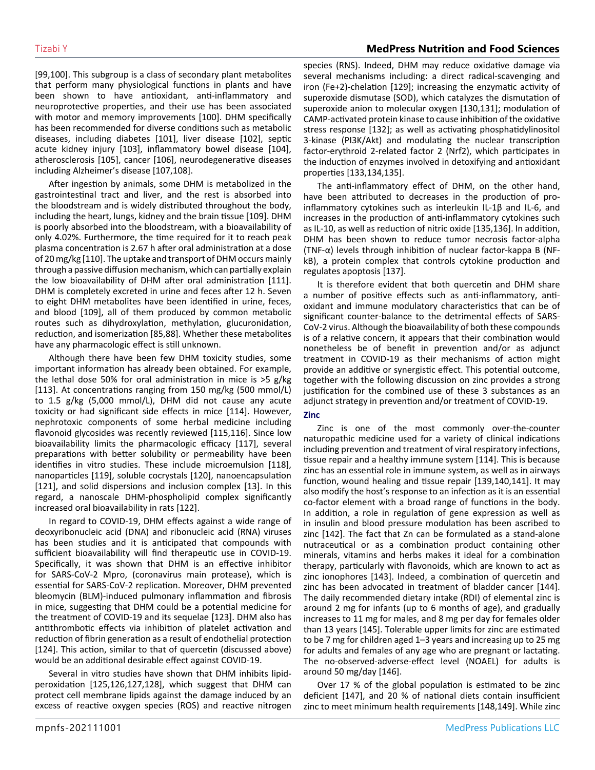[99,100]. This subgroup is a class of secondary plant metabolites that perform many physiological functions in plants and have been shown to have antioxidant, anti-inflammatory and neuroprotective properties, and their use has been associated with motor and memory improvements [100]. DHM specifically has been recommended for diverse conditions such as metabolic diseases, including diabetes [101], liver disease [102], septic acute kidney injury [103], inflammatory bowel disease [104], atherosclerosis [105], cancer [106], neurodegenerative diseases including Alzheimer's disease [107,108].

After ingestion by animals, some DHM is metabolized in the gastrointestinal tract and liver, and the rest is absorbed into the bloodstream and is widely distributed throughout the body, including the heart, lungs, kidney and the brain tissue [109]. DHM is poorly absorbed into the bloodstream, with a bioavailability of only 4.02%. Furthermore, the time required for it to reach peak plasma concentration is 2.67 h after oral administration at a dose of 20 mg/kg [110]. The uptake and transport of DHM occurs mainly through a passive diffusion mechanism, which can partially explain the low bioavailability of DHM after oral administration [111]. DHM is completely excreted in urine and feces after 12 h. Seven to eight DHM metabolites have been identified in urine, feces, and blood [109], all of them produced by common metabolic routes such as dihydroxylation, methylation, glucuronidation, reduction, and isomerization [85,88]. Whether these metabolites have any pharmacologic effect is still unknown.

Although there have been few DHM toxicity studies, some important information has already been obtained. For example, the lethal dose 50% for oral administration in mice is >5 g/kg [113]. At concentrations ranging from 150 mg/kg (500 mmol/L) to 1.5 g/kg (5,000 mmol/L), DHM did not cause any acute toxicity or had significant side effects in mice [114]. However, nephrotoxic components of some herbal medicine including flavonoid glycosides was recently reviewed [115,116]. Since low bioavailability limits the pharmacologic efficacy [117], several preparations with better solubility or permeability have been identifies in vitro studies. These include microemulsion [118], nanoparticles [119], soluble cocrystals [120], nanoencapsulation [121], and solid dispersions and inclusion complex [13]. In this regard, a nanoscale DHM-phospholipid complex significantly increased oral bioavailability in rats [122].

In regard to COVID-19, DHM effects against a wide range of deoxyribonucleic acid (DNA) and ribonucleic acid (RNA) viruses has been studies and it is anticipated that compounds with sufficient bioavailability will find therapeutic use in COVID-19. Specifically, it was shown that DHM is an effective inhibitor for SARS-CoV-2 Mpro, (coronavirus main protease), which is essential for SARS-CoV-2 replication. Moreover, DHM prevented bleomycin (BLM)-induced pulmonary inflammation and fibrosis in mice, suggesting that DHM could be a potential medicine for the treatment of COVID-19 and its sequelae [123]. DHM also has antithrombotic effects via inhibition of platelet activation and reduction of fibrin generation as a result of endothelial protection [124]. This action, similar to that of quercetin (discussed above) would be an additional desirable effect against COVID-19.

Several in vitro studies have shown that DHM inhibits lipid-peroxidation [125,126,127,128], which suggest that DHM can protect cell membrane lipids against the damage induced by an excess of reactive oxygen species (ROS) and reactive nitrogen species (RNS). Indeed, DHM may reduce oxidative damage via several mechanisms including: a direct radical-scavenging and iron ($Fe^{+2}$)-chelation [129]; increasing the enzymatic activity of superoxide dismutase (SOD), which catalyzes the dismutation of superoxide anion to molecular oxygen [130,131]; modulation of CAMP-activated protein kinase to cause inhibition of the oxidative stress response [132]; as well as activating phosphatidylinositol 3-kinase (PI3K/Akt) and modulating the nuclear transcription factor-erythroid 2-related factor 2 (Nrf2), which participates in the induction of enzymes involved in detoxifying and antioxidant properties [133,134,135].

The anti-inflammatory effect of DHM, on the other hand, have been attributed to decreases in the production of pro-inflammatory cytokines such as interleukin IL-1β and IL-6, and increases in the production of anti-inflammatory cytokines such as IL-10, as well as reduction of nitric oxide [135,136]. In addition, DHM has been shown to reduce tumor necrosis factor-alpha (TNF-α) levels through inhibition of nuclear factor-kappa B (NF-kB), a protein complex that controls cytokine production and regulates apoptosis [137].

It is therefore evident that both quercetin and DHM share a number of positive effects such as anti-inflammatory, anti-oxidant and immune modulatory characteristics that can be of significant counter-balance to the detrimental effects of SARS-CoV-2 virus. Although the bioavailability of both these compounds is of a relative concern, it appears that their combination would nonetheless be of benefit in prevention and/or as adjunct treatment in COVID-19 as their mechanisms of action might provide an additive or synergistic effect. This potential outcome, together with the following discussion on zinc provides a strong justification for the combined use of these 3 substances as an adjunct strategy in prevention and/or treatment of COVID-19.

### Zinc

Zinc is one of the most commonly over-the-counter naturopathic medicine used for a variety of clinical indications including prevention and treatment of viral respiratory infections, tissue repair and a healthy immune system [114]. This is because zinc has an essential role in immune system, as well as in airways function, wound healing and tissue repair [139,140,141]. It may also modify the host's response to an infection as it is an essential co-factor element with a broad range of functions in the body. In addition, a role in regulation of gene expression as well as in insulin and blood pressure modulation has been ascribed to zinc [142]. The fact that Zn can be formulated as a stand-alone nutraceutical or as a combination product containing other minerals, vitamins and herbs makes it ideal for a combination therapy, particularly with flavonoids, which are known to act as zinc ionophores [143]. Indeed, a combination of quercetin and zinc has been advocated in treatment of bladder cancer [144]. The daily recommended dietary intake (RDI) of elemental zinc is around 2 mg for infants (up to 6 months of age), and gradually increases to 11 mg for males, and 8 mg per day for females older than 13 years [145]. Tolerable upper limits for zinc are estimated to be 7 mg for children aged 1–3 years and increasing up to 25 mg for adults and females of any age who are pregnant or lactating. The no-observed-adverse-effect level (NOAEL) for adults is around 50 mg/day [146].

Over 17 % of the global population is estimated to be zinc deficient [147], and 20 % of national diets contain insufficient zinc to meet minimum health requirements [148,149]. While zinc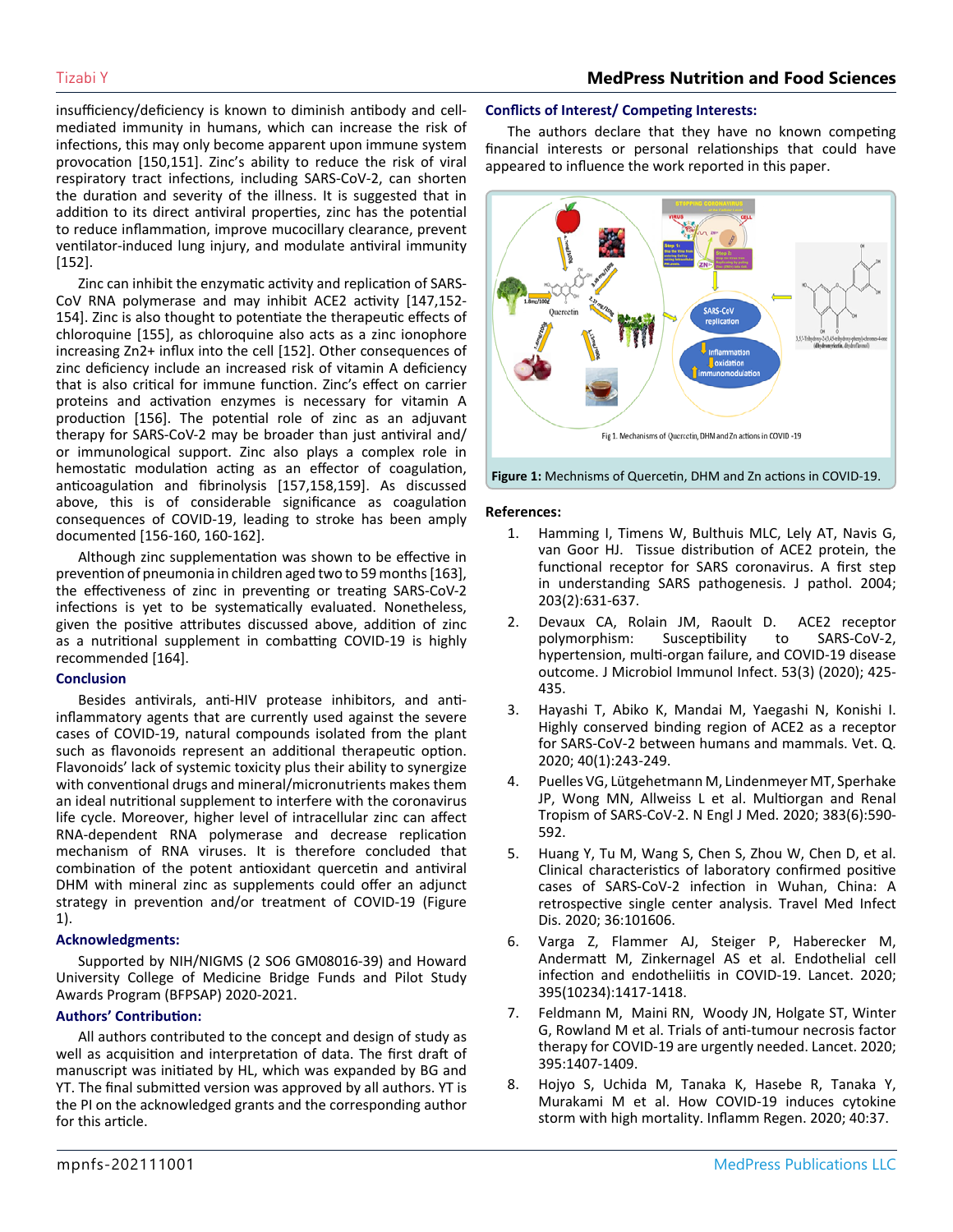insufficiency/deficiency is known to diminish antibody and cell-mediated immunity in humans, which can increase the risk of infections, this may only become apparent upon immune system provocation [150,151]. Zinc's ability to reduce the risk of viral respiratory tract infections, including SARS-CoV-2, can shorten the duration and severity of the illness. It is suggested that in addition to its direct antiviral properties, zinc has the potential to reduce inflammation, improve mucocillary clearance, prevent ventilator-induced lung injury, and modulate antiviral immunity [152].

Zinc can inhibit the enzymatic activity and replication of SARS-CoV RNA polymerase and may inhibit ACE2 activity [147,152-154]. Zinc is also thought to potentiate the therapeutic effects of chloroquine [155], as chloroquine also acts as a zinc ionophore increasing Zn2+ influx into the cell [152]. Other consequences of zinc deficiency include an increased risk of vitamin A deficiency that is also critical for immune function. Zinc's effect on carrier proteins and activation enzymes is necessary for vitamin A production [156]. The potential role of zinc as an adjuvant therapy for SARS-CoV-2 may be broader than just antiviral and/or immunological support. Zinc also plays a complex role in hemostatic modulation acting as an effector of coagulation, anticoagulation and fibrinolysis [157,158,159]. As discussed above, this is of considerable significance as coagulation consequences of COVID-19, leading to stroke has been amply documented [156-160, 160-162].

Although zinc supplementation was shown to be effective in prevention of pneumonia in children aged two to 59 months [163], the effectiveness of zinc in preventing or treating SARS-CoV-2 infections is yet to be systematically evaluated. Nonetheless, given the positive attributes discussed above, addition of zinc as a nutritional supplement in combatting COVID-19 is highly recommended [164].

## Conclusion

Besides antivirals, anti-HIV protease inhibitors, and anti-inflammatory agents that are currently used against the severe cases of COVID-19, natural compounds isolated from the plant such as flavonoids represent an additional therapeutic option. Flavonoids' lack of systemic toxicity plus their ability to synergize with conventional drugs and mineral/micronutrients makes them an ideal nutritional supplement to interfere with the coronavirus life cycle. Moreover, higher level of intracellular zinc can affect RNA-dependent RNA polymerase and decrease replication mechanism of RNA viruses. It is therefore concluded that combination of the potent antioxidant quercetin and antiviral DHM with mineral zinc as supplements could offer an adjunct strategy in prevention and/or treatment of COVID-19 (Figure 1).

## Acknowledgments:

Supported by NIH/NIGMS (2 SO6 GM08016-39) and Howard University College of Medicine Bridge Funds and Pilot Study Awards Program (BFPSAP) 2020-2021.

## Authors' Contribution:

All authors contributed to the concept and design of study as well as acquisition and interpretation of data. The first draft of manuscript was initiated by HL, which was expanded by BG and YT. The final submitted version was approved by all authors. YT is the PI on the acknowledged grants and the corresponding author for this article.

## Conflicts of Interest/ Competing Interests:

The authors declare that they have no known competing financial interests or personal relationships that could have appeared to influence the work reported in this paper.

**Figure 1:** Mechnisms of Quercetin, DHM and Zn actions in COVID-19.

## References:

1. Hamming I, Timens W, Bulthuis MLC, Lely AT, Navis G, van Goor HJ. Tissue distribution of ACE2 protein, the functional receptor for SARS coronavirus. A first step in understanding SARS pathogenesis. J pathol. 2004; 203(2):631-637.
2. Devaux CA, Rolain JM, Raoult D. ACE2 receptor polymorphism: Susceptibility to SARS-CoV-2, hypertension, multi-organ failure, and COVID-19 disease outcome. J Microbiol Immunol Infect. 53(3) (2020); 425-435.
3. Hayashi T, Abiko K, Mandai M, Yaegashi N, Konishi I. Highly conserved binding region of ACE2 as a receptor for SARS-CoV-2 between humans and mammals. Vet. Q. 2020; 40(1):243-249.
4. Puelles VG, Lütgehetmann M, Lindenmeyer MT, Sperhake JP, Wong MN, Allweiss L et al. Multiorgan and Renal Tropism of SARS-CoV-2. N Engl J Med. 2020; 383(6):590-592.
5. Huang Y, Tu M, Wang S, Chen S, Zhou W, Chen D, et al. Clinical characteristics of laboratory confirmed positive cases of SARS-CoV-2 infection in Wuhan, China: A retrospective single center analysis. Travel Med Infect Dis. 2020; 36:101606.
6. Varga Z, Flammer AJ, Steiger P, Haberecker M, Andermatt M, Zinkernagel AS et al. Endothelial cell infection and endotheliitis in COVID-19. Lancet. 2020; 395(10234):1417-1418.
7. Feldmann M, Maini RN, Woody JN, Holgate ST, Winter G, Rowland M et al. Trials of anti-tumour necrosis factor therapy for COVID-19 are urgently needed. Lancet. 2020; 395:1407-1409.
8. Hojyo S, Uchida M, Tanaka K, Hasebe R, Tanaka Y, Murakami M et al. How COVID-19 induces cytokine storm with high mortality. Inflamm Regen. 2020; 40:37.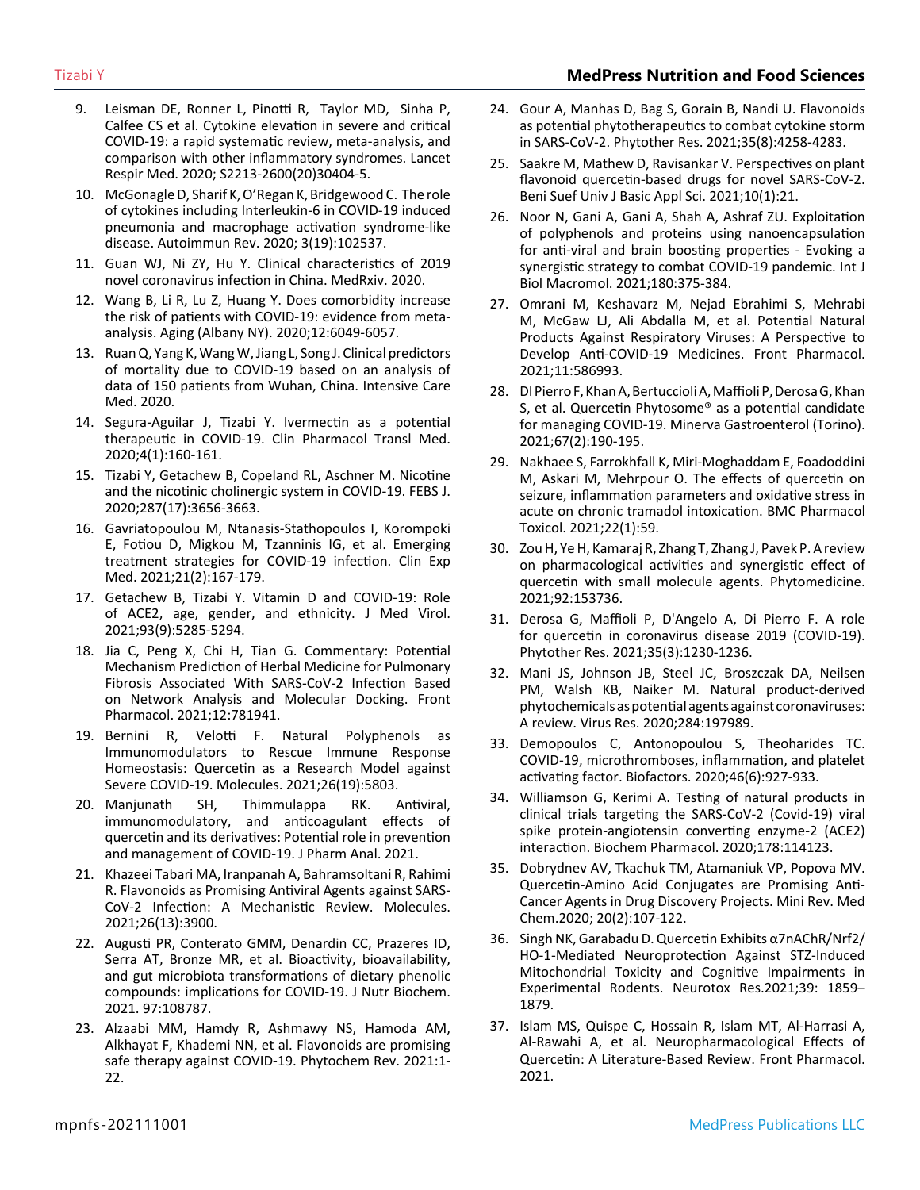9. Leisman DE, Ronner L, Pinotti R, Taylor MD, Sinha P, Calfee CS et al. Cytokine elevation in severe and critical COVID-19: a rapid systematic review, meta-analysis, and comparison with other inflammatory syndromes. Lancet Respir Med. 2020; S2213-2600(20)30404-5.
10. McGonagle D, Sharif K, O'Regan K, Bridgewood C. The role of cytokines including Interleukin-6 in COVID-19 induced pneumonia and macrophage activation syndrome-like disease. Autoimmun Rev. 2020; 3(19):102537.
11. Guan WJ, Ni ZY, Hu Y. Clinical characteristics of 2019 novel coronavirus infection in China. MedRxiv. 2020.
12. Wang B, Li R, Lu Z, Huang Y. Does comorbidity increase the risk of patients with COVID-19: evidence from meta-analysis. Aging (Albany NY). 2020;12:6049-6057.
13. Ruan Q, Yang K, Wang W, Jiang L, Song J. Clinical predictors of mortality due to COVID-19 based on an analysis of data of 150 patients from Wuhan, China. Intensive Care Med. 2020.
14. Segura-Aguilar J, Tizabi Y. Ivermectin as a potential therapeutic in COVID-19. Clin Pharmacol Transl Med. 2020;4(1):160-161.
15. Tizabi Y, Getachew B, Copeland RL, Aschner M. Nicotine and the nicotinic cholinergic system in COVID-19. FEBS J. 2020;287(17):3656-3663.
16. Gavriatopoulou M, Ntanasis-Stathopoulos I, Korompoki E, Fotiou D, Migkou M, Tzanninis IG, et al. Emerging treatment strategies for COVID-19 infection. Clin Exp Med. 2021;21(2):167-179.
17. Getachew B, Tizabi Y. Vitamin D and COVID-19: Role of ACE2, age, gender, and ethnicity. J Med Virol. 2021;93(9):5285-5294.
18. Jia C, Peng X, Chi H, Tian G. Commentary: Potential Mechanism Prediction of Herbal Medicine for Pulmonary Fibrosis Associated With SARS-CoV-2 Infection Based on Network Analysis and Molecular Docking. Front Pharmacol. 2021;12:781941.
19. Bernini R, Velotti F. Natural Polyphenols as Immunomodulators to Rescue Immune Response Homeostasis: Quercetin as a Research Model against Severe COVID-19. Molecules. 2021;26(19):5803.
20. Manjunath SH, Thimmulappa RK. Antiviral, immunomodulatory, and anticoagulant effects of quercetin and its derivatives: Potential role in prevention and management of COVID-19. J Pharm Anal. 2021.
21. Khazeei Tabari MA, Iranpanah A, Bahramsoltani R, Rahimi R. Flavonoids as Promising Antiviral Agents against SARS-CoV-2 Infection: A Mechanistic Review. Molecules. 2021;26(13):3900.
22. Augusti PR, Conterato GMM, Denardin CC, Prazeres ID, Serra AT, Bronze MR, et al. Bioactivity, bioavailability, and gut microbiota transformations of dietary phenolic compounds: implications for COVID-19. J Nutr Biochem. 2021. 97:108787.
23. Alzaabi MM, Hamdy R, Ashmawy NS, Hamoda AM, Alkhayat F, Khademi NN, et al. Flavonoids are promising safe therapy against COVID-19. Phytochem Rev. 2021:1-22.
24. Gour A, Manhas D, Bag S, Gorain B, Nandi U. Flavonoids as potential phytotherapeutics to combat cytokine storm in SARS-CoV-2. Phytother Res. 2021;35(8):4258-4283.
25. Saakre M, Mathew D, Ravisankar V. Perspectives on plant flavonoid quercetin-based drugs for novel SARS-CoV-2. Beni Suef Univ J Basic Appl Sci. 2021;10(1):21.
26. Noor N, Gani A, Gani A, Shah A, Ashraf ZU. Exploitation of polyphenols and proteins using nanoencapsulation for anti-viral and brain boosting properties - Evoking a synergistic strategy to combat COVID-19 pandemic. Int J Biol Macromol. 2021;180:375-384.
27. Omrani M, Keshavarz M, Nejad Ebrahimi S, Mehrabi M, McGaw LJ, Ali Abdalla M, et al. Potential Natural Products Against Respiratory Viruses: A Perspective to Develop Anti-COVID-19 Medicines. Front Pharmacol. 2021;11:586993.
28. DI Pierro F, Khan A, Bertuccioli A, Maffioli P, Derosa G, Khan S, et al. Quercetin Phytosome® as a potential candidate for managing COVID-19. Minerva Gastroenterol (Torino). 2021;67(2):190-195.
29. Nakhaee S, Farrokhfall K, Miri-Moghaddam E, Foadoddini M, Askari M, Mehrpour O. The effects of quercetin on seizure, inflammation parameters and oxidative stress in acute on chronic tramadol intoxication. BMC Pharmacol Toxicol. 2021;22(1):59.
30. Zou H, Ye H, Kamaraj R, Zhang T, Zhang J, Pavek P. A review on pharmacological activities and synergistic effect of quercetin with small molecule agents. Phytomedicine. 2021;92:153736.
31. Derosa G, Maffioli P, D'Angelo A, Di Pierro F. A role for quercetin in coronavirus disease 2019 (COVID-19). Phytother Res. 2021;35(3):1230-1236.
32. Mani JS, Johnson JB, Steel JC, Broszczak DA, Neilsen PM, Walsh KB, Naiker M. Natural product-derived phytochemicals as potential agents against coronaviruses: A review. Virus Res. 2020;284:197989.
33. Demopoulos C, Antonopoulou S, Theoharides TC. COVID-19, microthromboses, inflammation, and platelet activating factor. Biofactors. 2020;46(6):927-933.
34. Williamson G, Kerimi A. Testing of natural products in clinical trials targeting the SARS-CoV-2 (Covid-19) viral spike protein-angiotensin converting enzyme-2 (ACE2) interaction. Biochem Pharmacol. 2020;178:114123.
35. Dobrydnev AV, Tkachuk TM, Atamaniuk VP, Popova MV. Quercetin-Amino Acid Conjugates are Promising Anti-Cancer Agents in Drug Discovery Projects. Mini Rev. Med Chem.2020; 20(2):107-122.
36. Singh NK, Garabadu D. Quercetin Exhibits α7nAChR/Nrf2/HO-1-Mediated Neuroprotection Against STZ-Induced Mitochondrial Toxicity and Cognitive Impairments in Experimental Rodents. Neurotox Res.2021;39: 1859–1879.
37. Islam MS, Quispe C, Hossain R, Islam MT, Al-Harrasi A, Al-Rawahi A, et al. Neuropharmacological Effects of Quercetin: A Literature-Based Review. Front Pharmacol. 2021.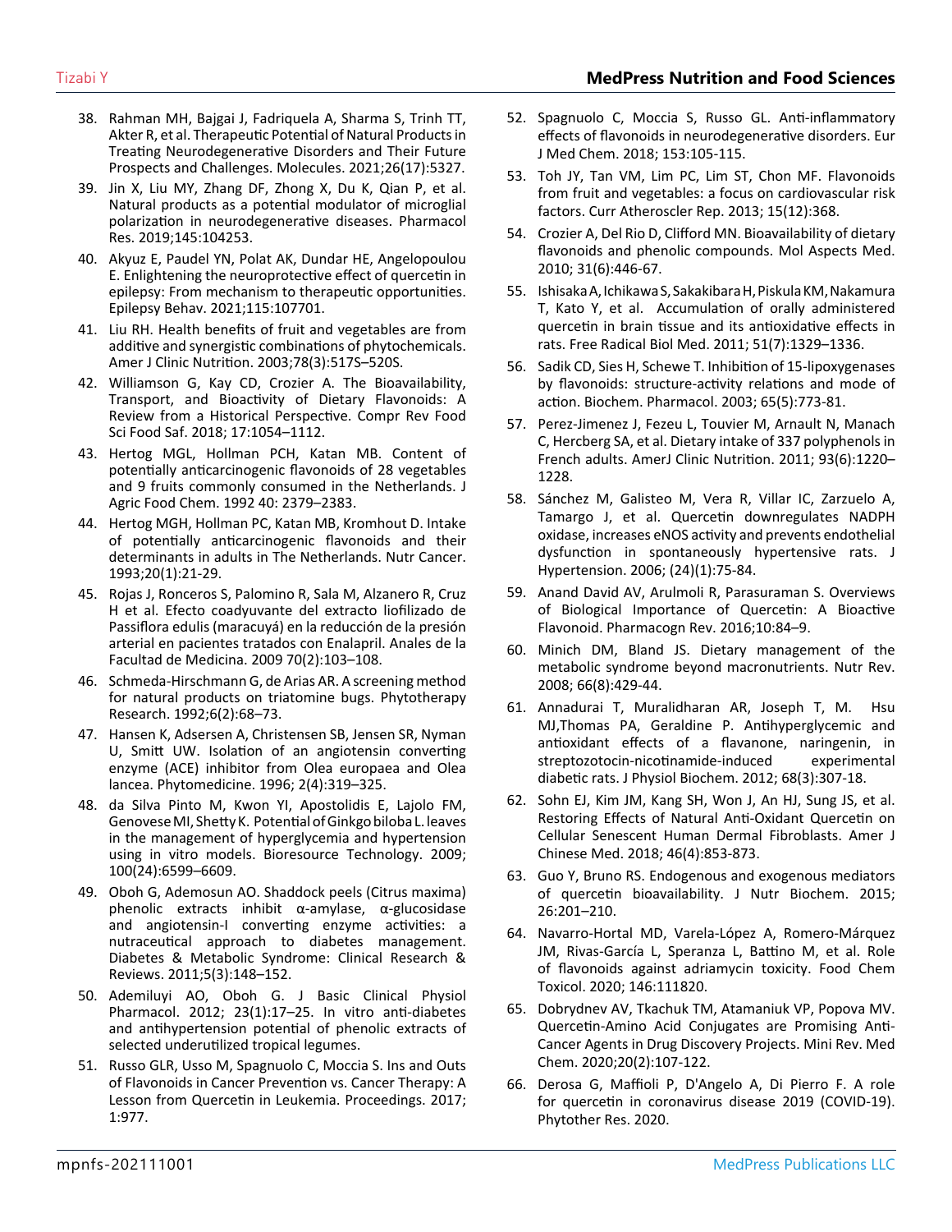38. Rahman MH, Bajgai J, Fadriquela A, Sharma S, Trinh TT, Akter R, et al. Therapeutic Potential of Natural Products in Treating Neurodegenerative Disorders and Their Future Prospects and Challenges. Molecules. 2021;26(17):5327.
39. Jin X, Liu MY, Zhang DF, Zhong X, Du K, Qian P, et al. Natural products as a potential modulator of microglial polarization in neurodegenerative diseases. Pharmacol Res. 2019;145:104253.
40. Akyuz E, Paudel YN, Polat AK, Dundar HE, Angelopoulou E. Enlightening the neuroprotective effect of quercetin in epilepsy: From mechanism to therapeutic opportunities. Epilepsy Behav. 2021;115:107701.
41. Liu RH. Health benefits of fruit and vegetables are from additive and synergistic combinations of phytochemicals. Amer J Clinic Nutrition. 2003;78(3):517S–520S.
42. Williamson G, Kay CD, Crozier A. The Bioavailability, Transport, and Bioactivity of Dietary Flavonoids: A Review from a Historical Perspective. Compr Rev Food Sci Food Saf. 2018; 17:1054–1112.
43. Hertog MGL, Hollman PCH, Katan MB. Content of potentially anticarcinogenic flavonoids of 28 vegetables and 9 fruits commonly consumed in the Netherlands. J Agric Food Chem. 1992 40: 2379–2383.
44. Hertog MGH, Hollman PC, Katan MB, Kromhout D. Intake of potentially anticarcinogenic flavonoids and their determinants in adults in The Netherlands. Nutr Cancer. 1993;20(1):21-29.
45. Rojas J, Ronceros S, Palomino R, Sala M, Alzanero R, Cruz H et al. Efecto coadyuvante del extracto liofilizado de Passiflora edulis (maracuyá) en la reducción de la presión arterial en pacientes tratados con Enalapril. Anales de la Facultad de Medicina. 2009 70(2):103–108.
46. Schmeda-Hirschmann G, de Arias AR. A screening method for natural products on triatomine bugs. Phytotherapy Research. 1992;6(2):68–73.
47. Hansen K, Adsersen A, Christensen SB, Jensen SR, Nyman U, Smitt UW. Isolation of an angiotensin converting enzyme (ACE) inhibitor from Olea europaea and Olea lancea. Phytomedicine. 1996; 2(4):319–325.
48. da Silva Pinto M, Kwon YI, Apostolidis E, Lajolo FM, Genovese MI, Shetty K. Potential of Ginkgo biloba L. leaves in the management of hyperglycemia and hypertension using in vitro models. Bioresource Technology. 2009; 100(24):6599–6609.
49. Oboh G, Ademosun AO. Shaddock peels (Citrus maxima) phenolic extracts inhibit α-amylase, α-glucosidase and angiotensin-I converting enzyme activities: a nutraceutical approach to diabetes management. Diabetes & Metabolic Syndrome: Clinical Research & Reviews. 2011;5(3):148–152.
50. Ademiluyi AO, Oboh G. J Basic Clinical Physiol Pharmacol. 2012; 23(1):17–25. In vitro anti-diabetes and antihypertension potential of phenolic extracts of selected underutilized tropical legumes.
51. Russo GLR, Usso M, Spagnuolo C, Moccia S. Ins and Outs of Flavonoids in Cancer Prevention vs. Cancer Therapy: A Lesson from Quercetin in Leukemia. Proceedings. 2017; 1:977.
52. Spagnuolo C, Moccia S, Russo GL. Anti-inflammatory effects of flavonoids in neurodegenerative disorders. Eur J Med Chem. 2018; 153:105-115.
53. Toh JY, Tan VM, Lim PC, Lim ST, Chon MF. Flavonoids from fruit and vegetables: a focus on cardiovascular risk factors. Curr Atheroscler Rep. 2013; 15(12):368.
54. Crozier A, Del Rio D, Clifford MN. Bioavailability of dietary flavonoids and phenolic compounds. Mol Aspects Med. 2010; 31(6):446-67.
55. Ishisaka A, Ichikawa S, Sakakibara H, Piskula KM, Nakamura T, Kato Y, et al. Accumulation of orally administered quercetin in brain tissue and its antioxidative effects in rats. Free Radical Biol Med. 2011; 51(7):1329–1336.
56. Sadik CD, Sies H, Schewe T. Inhibition of 15-lipoxygenases by flavonoids: structure-activity relations and mode of action. Biochem. Pharmacol. 2003; 65(5):773-81.
57. Perez-Jimenez J, Fezeu L, Touvier M, Arnault N, Manach C, Hercberg SA, et al. Dietary intake of 337 polyphenols in French adults. AmerJ Clinic Nutrition. 2011; 93(6):1220–1228.
58. Sánchez M, Galisteo M, Vera R, Villar IC, Zarzuelo A, Tamargo J, et al. Quercetin downregulates NADPH oxidase, increases eNOS activity and prevents endothelial dysfunction in spontaneously hypertensive rats. J Hypertension. 2006; (24)(1):75-84.
59. Anand David AV, Arulmoli R, Parasuraman S. Overviews of Biological Importance of Quercetin: A Bioactive Flavonoid. Pharmacogn Rev. 2016;10:84–9.
60. Minich DM, Bland JS. Dietary management of the metabolic syndrome beyond macronutrients. Nutr Rev. 2008; 66(8):429-44.
61. Annadurai T, Muralidharan AR, Joseph T, M. Hsu MJ,Thomas PA, Geraldine P. Antihyperglycemic and antioxidant effects of a flavanone, naringenin, in streptozotocin-nicotinamide-induced experimental diabetic rats. J Physiol Biochem. 2012; 68(3):307-18.
62. Sohn EJ, Kim JM, Kang SH, Won J, An HJ, Sung JS, et al. Restoring Effects of Natural Anti-Oxidant Quercetin on Cellular Senescent Human Dermal Fibroblasts. Amer J Chinese Med. 2018; 46(4):853-873.
63. Guo Y, Bruno RS. Endogenous and exogenous mediators of quercetin bioavailability. J Nutr Biochem. 2015; 26:201–210.
64. Navarro-Hortal MD, Varela-López A, Romero-Márquez JM, Rivas-García L, Speranza L, Battino M, et al. Role of flavonoids against adriamycin toxicity. Food Chem Toxicol. 2020; 146:111820.
65. Dobrydnev AV, Tkachuk TM, Atamaniuk VP, Popova MV. Quercetin-Amino Acid Conjugates are Promising Anti-Cancer Agents in Drug Discovery Projects. Mini Rev. Med Chem. 2020;20(2):107-122.
66. Derosa G, Maffioli P, D'Angelo A, Di Pierro F. A role for quercetin in coronavirus disease 2019 (COVID-19). Phytother Res. 2020.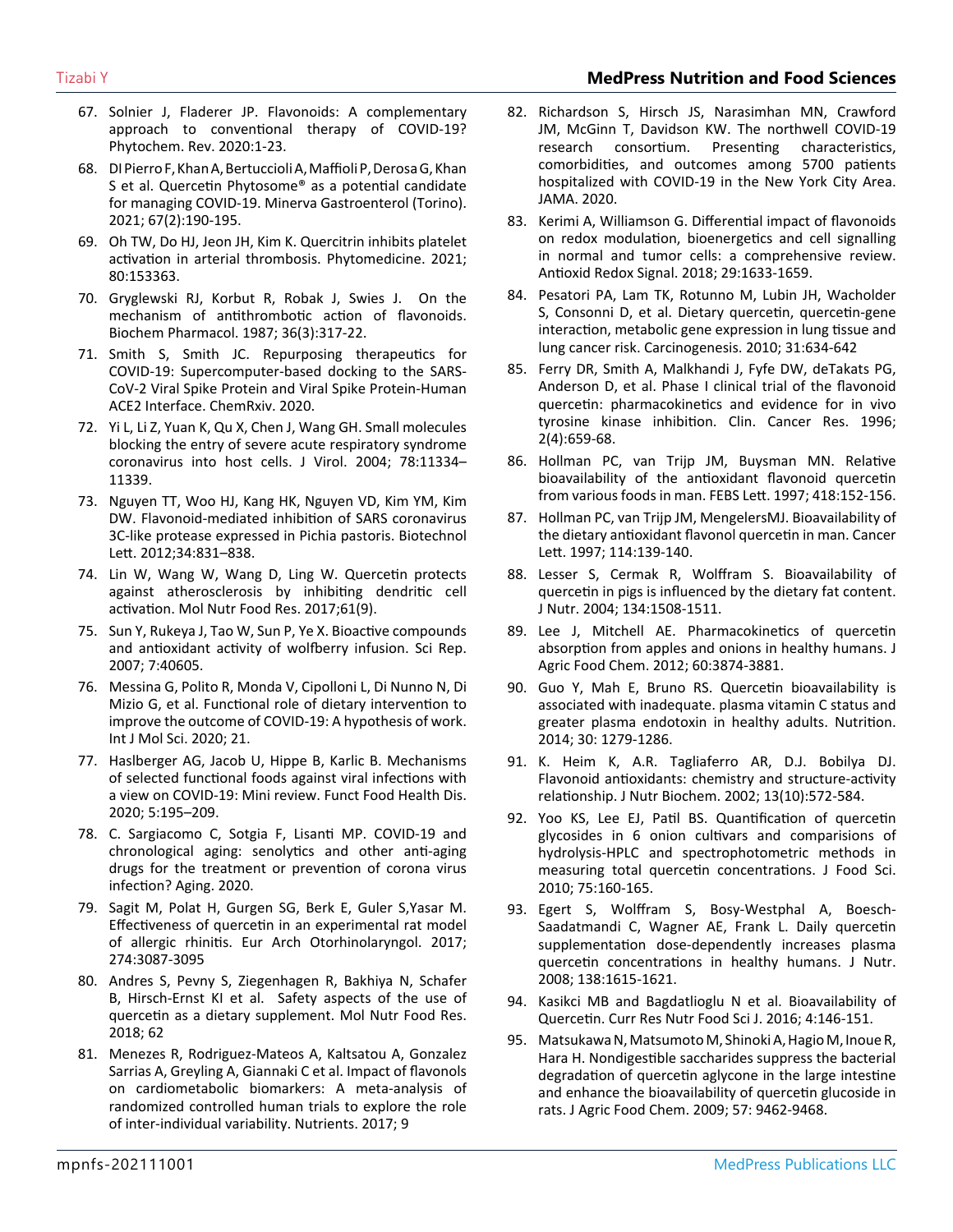67. Solnier J, Fladerer JP. Flavonoids: A complementary approach to conventional therapy of COVID-19? Phytochem. Rev. 2020:1-23.

68. DI Pierro F, Khan A, Bertuccioli A, Maffioli P, Derosa G, Khan S et al. Quercetin Phytosome® as a potential candidate for managing COVID-19. Minerva Gastroenterol (Torino). 2021; 67(2):190-195.

69. Oh TW, Do HJ, Jeon JH, Kim K. Quercitrin inhibits platelet activation in arterial thrombosis. Phytomedicine. 2021; 80:153363.

70. Gryglewski RJ, Korbut R, Robak J, Swies J. On the mechanism of antithrombotic action of flavonoids. Biochem Pharmacol. 1987; 36(3):317-22.

71. Smith S, Smith JC. Repurposing therapeutics for COVID-19: Supercomputer-based docking to the SARS-CoV-2 Viral Spike Protein and Viral Spike Protein-Human ACE2 Interface. ChemRxiv. 2020.

72. Yi L, Li Z, Yuan K, Qu X, Chen J, Wang GH. Small molecules blocking the entry of severe acute respiratory syndrome coronavirus into host cells. J Virol. 2004; 78:11334–11339.

73. Nguyen TT, Woo HJ, Kang HK, Nguyen VD, Kim YM, Kim DW. Flavonoid-mediated inhibition of SARS coronavirus 3C-like protease expressed in Pichia pastoris. Biotechnol Lett. 2012;34:831–838.

74. Lin W, Wang W, Wang D, Ling W. Quercetin protects against atherosclerosis by inhibiting dendritic cell activation. Mol Nutr Food Res. 2017;61(9).

75. Sun Y, Rukeya J, Tao W, Sun P, Ye X. Bioactive compounds and antioxidant activity of wolfberry infusion. Sci Rep. 2007; 7:40605.

76. Messina G, Polito R, Monda V, Cipolloni L, Di Nunno N, Di Mizio G, et al. Functional role of dietary intervention to improve the outcome of COVID-19: A hypothesis of work. Int J Mol Sci. 2020; 21.

77. Haslberger AG, Jacob U, Hippe B, Karlic B. Mechanisms of selected functional foods against viral infections with a view on COVID-19: Mini review. Funct Food Health Dis. 2020; 5:195–209.

78. C. Sargiacomo C, Sotgia F, Lisanti MP. COVID-19 and chronological aging: senolytics and other anti-aging drugs for the treatment or prevention of corona virus infection? Aging. 2020.

79. Sagit M, Polat H, Gurgen SG, Berk E, Guler S,Yasar M. Effectiveness of quercetin in an experimental rat model of allergic rhinitis. Eur Arch Otorhinolaryngol. 2017; 274:3087-3095

80. Andres S, Pevny S, Ziegenhagen R, Bakhiya N, Schafer B, Hirsch-Ernst KI et al. Safety aspects of the use of quercetin as a dietary supplement. Mol Nutr Food Res. 2018; 62

81. Menezes R, Rodriguez-Mateos A, Kaltsatou A, Gonzalez Sarrias A, Greyling A, Giannaki C et al. Impact of flavonols on cardiometabolic biomarkers: A meta-analysis of randomized controlled human trials to explore the role of inter-individual variability. Nutrients. 2017; 9

82. Richardson S, Hirsch JS, Narasimhan MN, Crawford JM, McGinn T, Davidson KW. The northwell COVID-19 research consortium. Presenting characteristics, comorbidities, and outcomes among 5700 patients hospitalized with COVID-19 in the New York City Area. JAMA. 2020.

83. Kerimi A, Williamson G. Differential impact of flavonoids on redox modulation, bioenergetics and cell signalling in normal and tumor cells: a comprehensive review. Antioxid Redox Signal. 2018; 29:1633-1659.

84. Pesatori PA, Lam TK, Rotunno M, Lubin JH, Wacholder S, Consonni D, et al. Dietary quercetin, quercetin-gene interaction, metabolic gene expression in lung tissue and lung cancer risk. Carcinogenesis. 2010; 31:634-642

85. Ferry DR, Smith A, Malkhandi J, Fyfe DW, deTakats PG, Anderson D, et al. Phase I clinical trial of the flavonoid quercetin: pharmacokinetics and evidence for in vivo tyrosine kinase inhibition. Clin. Cancer Res. 1996; 2(4):659-68.

86. Hollman PC, van Trijp JM, Buysman MN. Relative bioavailability of the antioxidant flavonoid quercetin from various foods in man. FEBS Lett. 1997; 418:152-156.

87. Hollman PC, van Trijp JM, MengelersMJ. Bioavailability of the dietary antioxidant flavonol quercetin in man. Cancer Lett. 1997; 114:139-140.

88. Lesser S, Cermak R, Wolffram S. Bioavailability of quercetin in pigs is influenced by the dietary fat content. J Nutr. 2004; 134:1508-1511.

89. Lee J, Mitchell AE. Pharmacokinetics of quercetin absorption from apples and onions in healthy humans. J Agric Food Chem. 2012; 60:3874-3881.

90. Guo Y, Mah E, Bruno RS. Quercetin bioavailability is associated with inadequate. plasma vitamin C status and greater plasma endotoxin in healthy adults. Nutrition. 2014; 30: 1279-1286.

91. K. Heim K, A.R. Tagliaferro AR, D.J. Bobilya DJ. Flavonoid antioxidants: chemistry and structure-activity relationship. J Nutr Biochem. 2002; 13(10):572-584.

92. Yoo KS, Lee EJ, Patil BS. Quantification of quercetin glycosides in 6 onion cultivars and comparisions of hydrolysis-HPLC and spectrophotometric methods in measuring total quercetin concentrations. J Food Sci. 2010; 75:160-165.

93. Egert S, Wolffram S, Bosy-Westphal A, Boesch-Saadatmandi C, Wagner AE, Frank L. Daily quercetin supplementation dose-dependently increases plasma quercetin concentrations in healthy humans. J Nutr. 2008; 138:1615-1621.

94. Kasikci MB and Bagdatlioglu N et al. Bioavailability of Quercetin. Curr Res Nutr Food Sci J. 2016; 4:146-151.

95. Matsukawa N, Matsumoto M, Shinoki A, Hagio M, Inoue R, Hara H. Nondigestible saccharides suppress the bacterial degradation of quercetin aglycone in the large intestine and enhance the bioavailability of quercetin glucoside in rats. J Agric Food Chem. 2009; 57: 9462-9468.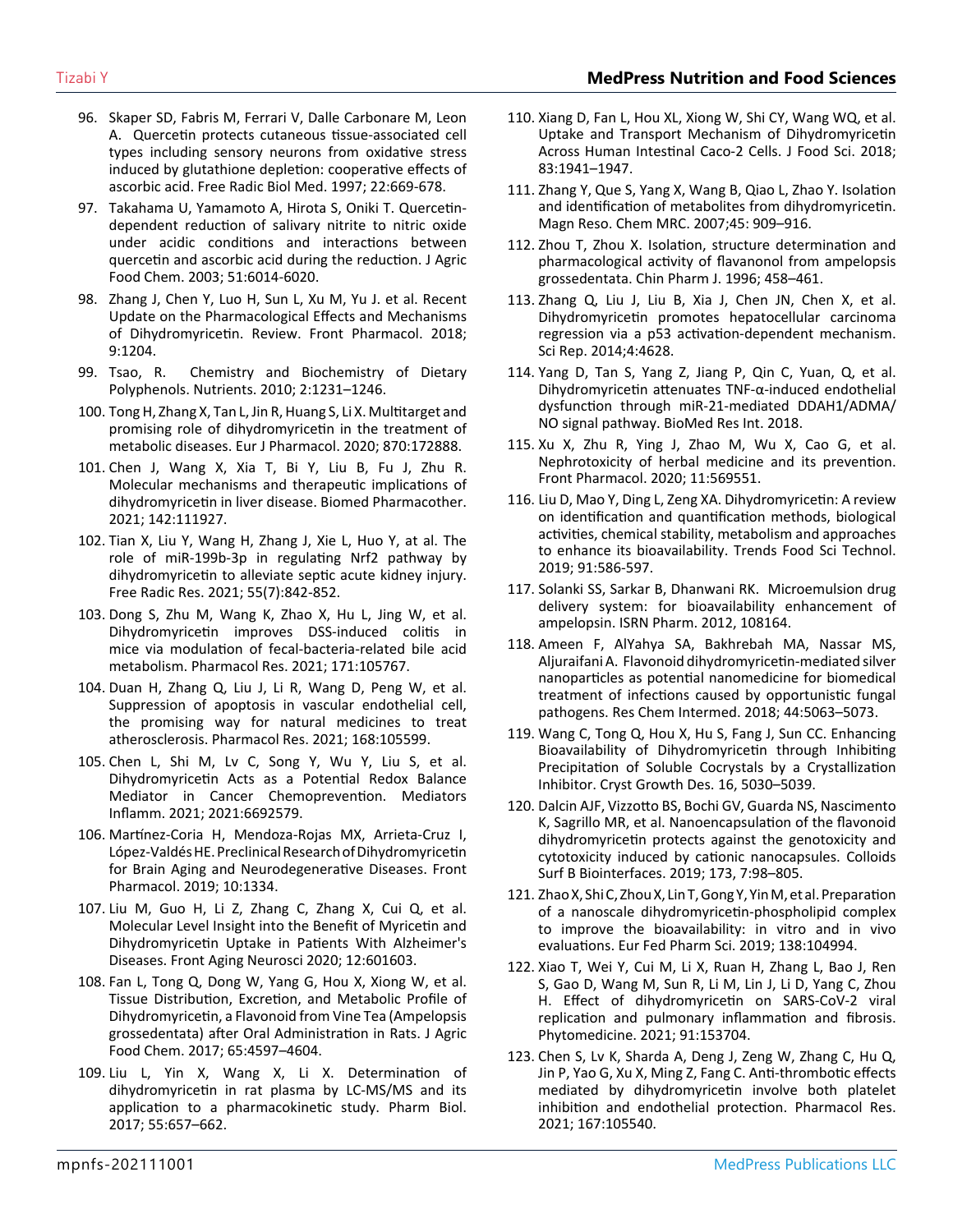96. Skaper SD, Fabris M, Ferrari V, Dalle Carbonare M, Leon A. Quercetin protects cutaneous tissue-associated cell types including sensory neurons from oxidative stress induced by glutathione depletion: cooperative effects of ascorbic acid. Free Radic Biol Med. 1997; 22:669-678.

97. Takahama U, Yamamoto A, Hirota S, Oniki T. Quercetin-dependent reduction of salivary nitrite to nitric oxide under acidic conditions and interactions between quercetin and ascorbic acid during the reduction. J Agric Food Chem. 2003; 51:6014-6020.

98. Zhang J, Chen Y, Luo H, Sun L, Xu M, Yu J. et al. Recent Update on the Pharmacological Effects and Mechanisms of Dihydromyricetin. Review. Front Pharmacol. 2018; 9:1204.

99. Tsao, R. Chemistry and Biochemistry of Dietary Polyphenols. Nutrients. 2010; 2:1231–1246.

100. Tong H, Zhang X, Tan L, Jin R, Huang S, Li X. Multitarget and promising role of dihydromyricetin in the treatment of metabolic diseases. Eur J Pharmacol. 2020; 870:172888.

101. Chen J, Wang X, Xia T, Bi Y, Liu B, Fu J, Zhu R. Molecular mechanisms and therapeutic implications of dihydromyricetin in liver disease. Biomed Pharmacother. 2021; 142:111927.

102. Tian X, Liu Y, Wang H, Zhang J, Xie L, Huo Y, at al. The role of miR-199b-3p in regulating Nrf2 pathway by dihydromyricetin to alleviate septic acute kidney injury. Free Radic Res. 2021; 55(7):842-852.

103. Dong S, Zhu M, Wang K, Zhao X, Hu L, Jing W, et al. Dihydromyricetin improves DSS-induced colitis in mice via modulation of fecal-bacteria-related bile acid metabolism. Pharmacol Res. 2021; 171:105767.

104. Duan H, Zhang Q, Liu J, Li R, Wang D, Peng W, et al. Suppression of apoptosis in vascular endothelial cell, the promising way for natural medicines to treat atherosclerosis. Pharmacol Res. 2021; 168:105599.

105. Chen L, Shi M, Lv C, Song Y, Wu Y, Liu S, et al. Dihydromyricetin Acts as a Potential Redox Balance Mediator in Cancer Chemoprevention. Mediators Inflamm. 2021; 2021:6692579.

106. Martínez-Coria H, Mendoza-Rojas MX, Arrieta-Cruz I, López-Valdés HE. Preclinical Research of Dihydromyricetin for Brain Aging and Neurodegenerative Diseases. Front Pharmacol. 2019; 10:1334.

107. Liu M, Guo H, Li Z, Zhang C, Zhang X, Cui Q, et al. Molecular Level Insight into the Benefit of Myricetin and Dihydromyricetin Uptake in Patients With Alzheimer's Diseases. Front Aging Neurosci 2020; 12:601603.

108. Fan L, Tong Q, Dong W, Yang G, Hou X, Xiong W, et al. Tissue Distribution, Excretion, and Metabolic Profile of Dihydromyricetin, a Flavonoid from Vine Tea (Ampelopsis grossedentata) after Oral Administration in Rats. J Agric Food Chem. 2017; 65:4597–4604.

109. Liu L, Yin X, Wang X, Li X. Determination of dihydromyricetin in rat plasma by LC-MS/MS and its application to a pharmacokinetic study. Pharm Biol. 2017; 55:657–662.

110. Xiang D, Fan L, Hou XL, Xiong W, Shi CY, Wang WQ, et al. Uptake and Transport Mechanism of Dihydromyricetin Across Human Intestinal Caco-2 Cells. J Food Sci. 2018; 83:1941–1947.

111. Zhang Y, Que S, Yang X, Wang B, Qiao L, Zhao Y. Isolation and identification of metabolites from dihydromyricetin. Magn Reso. Chem MRC. 2007;45: 909–916.

112. Zhou T, Zhou X. Isolation, structure determination and pharmacological activity of flavanonol from ampelopsis grossedentata. Chin Pharm J. 1996; 458–461.

113. Zhang Q, Liu J, Liu B, Xia J, Chen JN, Chen X, et al. Dihydromyricetin promotes hepatocellular carcinoma regression via a p53 activation-dependent mechanism. Sci Rep. 2014;4:4628.

114. Yang D, Tan S, Yang Z, Jiang P, Qin C, Yuan, Q, et al. Dihydromyricetin attenuates TNF-α-induced endothelial dysfunction through miR-21-mediated DDAH1/ADMA/NO signal pathway. BioMed Res Int. 2018.

115. Xu X, Zhu R, Ying J, Zhao M, Wu X, Cao G, et al. Nephrotoxicity of herbal medicine and its prevention. Front Pharmacol. 2020; 11:569551.

116. Liu D, Mao Y, Ding L, Zeng XA. Dihydromyricetin: A review on identification and quantification methods, biological activities, chemical stability, metabolism and approaches to enhance its bioavailability. Trends Food Sci Technol. 2019; 91:586-597.

117. Solanki SS, Sarkar B, Dhanwani RK. Microemulsion drug delivery system: for bioavailability enhancement of ampelopsin. ISRN Pharm. 2012, 108164.

118. Ameen F, AlYahya SA, Bakhrebah MA, Nassar MS, Aljuraifani A. Flavonoid dihydromyricetin-mediated silver nanoparticles as potential nanomedicine for biomedical treatment of infections caused by opportunistic fungal pathogens. Res Chem Intermed. 2018; 44:5063–5073.

119. Wang C, Tong Q, Hou X, Hu S, Fang J, Sun CC. Enhancing Bioavailability of Dihydromyricetin through Inhibiting Precipitation of Soluble Cocrystals by a Crystallization Inhibitor. Cryst Growth Des. 16, 5030–5039.

120. Dalcin AJF, Vizzotto BS, Bochi GV, Guarda NS, Nascimento K, Sagrillo MR, et al. Nanoencapsulation of the flavonoid dihydromyricetin protects against the genotoxicity and cytotoxicity induced by cationic nanocapsules. Colloids Surf B Biointerfaces. 2019; 173, 7:98–805.

121. Zhao X, Shi C, Zhou X, Lin T, Gong Y, Yin M, et al. Preparation of a nanoscale dihydromyricetin-phospholipid complex to improve the bioavailability: in vitro and in vivo evaluations. Eur Fed Pharm Sci. 2019; 138:104994.

122. Xiao T, Wei Y, Cui M, Li X, Ruan H, Zhang L, Bao J, Ren S, Gao D, Wang M, Sun R, Li M, Lin J, Li D, Yang C, Zhou H. Effect of dihydromyricetin on SARS-CoV-2 viral replication and pulmonary inflammation and fibrosis. Phytomedicine. 2021; 91:153704.

123. Chen S, Lv K, Sharda A, Deng J, Zeng W, Zhang C, Hu Q, Jin P, Yao G, Xu X, Ming Z, Fang C. Anti-thrombotic effects mediated by dihydromyricetin involve both platelet inhibition and endothelial protection. Pharmacol Res. 2021; 167:105540.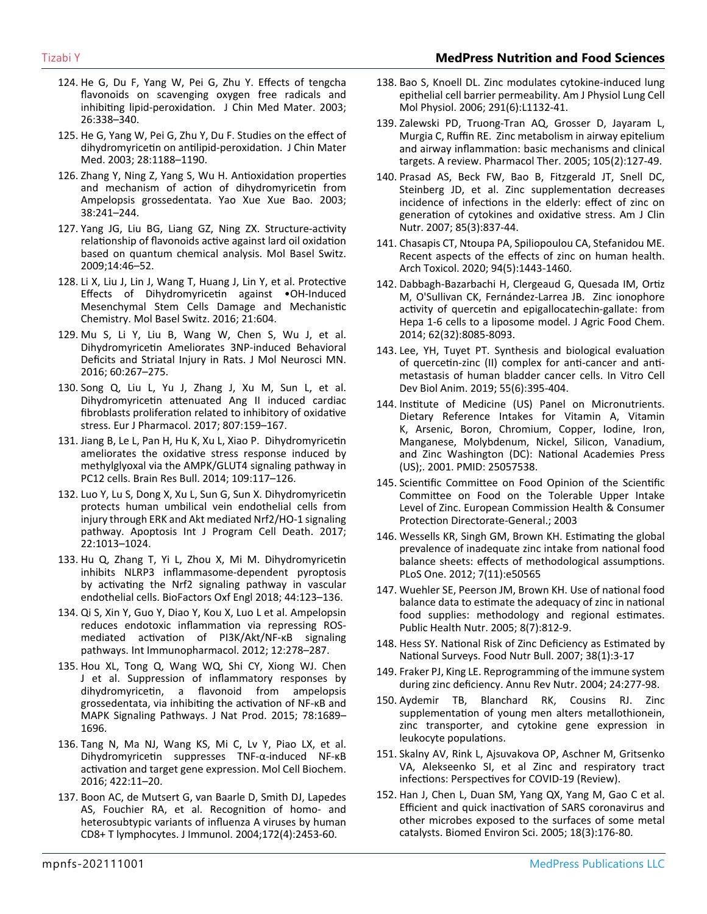124. He G, Du F, Yang W, Pei G, Zhu Y. Effects of tengcha flavonoids on scavenging oxygen free radicals and inhibiting lipid-peroxidation. J Chin Med Mater. 2003; 26:338–340.

125. He G, Yang W, Pei G, Zhu Y, Du F. Studies on the effect of dihydromyricetin on antilipid-peroxidation. J Chin Mater Med. 2003; 28:1188–1190.

126. Zhang Y, Ning Z, Yang S, Wu H. Antioxidation properties and mechanism of action of dihydromyricetin from Ampelopsis grossedentata. Yao Xue Xue Bao. 2003; 38:241–244.

127. Yang JG, Liu BG, Liang GZ, Ning ZX. Structure-activity relationship of flavonoids active against lard oil oxidation based on quantum chemical analysis. Mol Basel Switz. 2009;14:46–52.

128. Li X, Liu J, Lin J, Wang T, Huang J, Lin Y, et al. Protective Effects of Dihydromyricetin against •OH-Induced Mesenchymal Stem Cells Damage and Mechanistic Chemistry. Mol Basel Switz. 2016; 21:604.

129. Mu S, Li Y, Liu B, Wang W, Chen S, Wu J, et al. Dihydromyricetin Ameliorates 3NP-induced Behavioral Deficits and Striatal Injury in Rats. J Mol Neurosci MN. 2016; 60:267–275.

130. Song Q, Liu L, Yu J, Zhang J, Xu M, Sun L, et al. Dihydromyricetin attenuated Ang II induced cardiac fibroblasts proliferation related to inhibitory of oxidative stress. Eur J Pharmacol. 2017; 807:159–167.

131. Jiang B, Le L, Pan H, Hu K, Xu L, Xiao P. Dihydromyricetin ameliorates the oxidative stress response induced by methylglyoxal via the AMPK/GLUT4 signaling pathway in PC12 cells. Brain Res Bull. 2014; 109:117–126.

132. Luo Y, Lu S, Dong X, Xu L, Sun G, Sun X. Dihydromyricetin protects human umbilical vein endothelial cells from injury through ERK and Akt mediated Nrf2/HO-1 signaling pathway. Apoptosis Int J Program Cell Death. 2017; 22:1013–1024.

133. Hu Q, Zhang T, Yi L, Zhou X, Mi M. Dihydromyricetin inhibits NLRP3 inflammasome-dependent pyroptosis by activating the Nrf2 signaling pathway in vascular endothelial cells. BioFactors Oxf Engl 2018; 44:123–136.

134. Qi S, Xin Y, Guo Y, Diao Y, Kou X, Luo L et al. Ampelopsin reduces endotoxic inflammation via repressing ROS-mediated activation of PI3K/Akt/NF-κB signaling pathways. Int Immunopharmacol. 2012; 12:278–287.

135. Hou XL, Tong Q, Wang WQ, Shi CY, Xiong WJ. Chen J et al. Suppression of inflammatory responses by dihydromyricetin, a flavonoid from ampelopsis grossedentata, via inhibiting the activation of NF-κB and MAPK Signaling Pathways. J Nat Prod. 2015; 78:1689–1696.

136. Tang N, Ma NJ, Wang KS, Mi C, Lv Y, Piao LX, et al. Dihydromyricetin suppresses TNF-α-induced NF-κB activation and target gene expression. Mol Cell Biochem. 2016; 422:11–20.

137. Boon AC, de Mutsert G, van Baarle D, Smith DJ, Lapedes AS, Fouchier RA, et al. Recognition of homo- and heterosubtypic variants of influenza A viruses by human CD8+ T lymphocytes. J Immunol. 2004;172(4):2453-60.

138. Bao S, Knoell DL. Zinc modulates cytokine-induced lung epithelial cell barrier permeability. Am J Physiol Lung Cell Mol Physiol. 2006; 291(6):L1132-41.

139. Zalewski PD, Truong-Tran AQ, Grosser D, Jayaram L, Murgia C, Ruffin RE. Zinc metabolism in airway epitelium and airway inflammation: basic mechanisms and clinical targets. A review. Pharmacol Ther. 2005; 105(2):127-49.

140. Prasad AS, Beck FW, Bao B, Fitzgerald JT, Snell DC, Steinberg JD, et al. Zinc supplementation decreases incidence of infections in the elderly: effect of zinc on generation of cytokines and oxidative stress. Am J Clin Nutr. 2007; 85(3):837-44.

141. Chasapis CT, Ntoupa PA, Spiliopoulou CA, Stefanidou ME. Recent aspects of the effects of zinc on human health. Arch Toxicol. 2020; 94(5):1443-1460.

142. Dabbagh-Bazarbachi H, Clergeaud G, Quesada IM, Ortiz M, O'Sullivan CK, Fernández-Larrea JB. Zinc ionophore activity of quercetin and epigallocatechin-gallate: from Hepa 1-6 cells to a liposome model. J Agric Food Chem. 2014; 62(32):8085-8093.

143. Lee, YH, Tuyet PT. Synthesis and biological evaluation of quercetin-zinc (II) complex for anti-cancer and anti-metastasis of human bladder cancer cells. In Vitro Cell Dev Biol Anim. 2019; 55(6):395-404.

144. Institute of Medicine (US) Panel on Micronutrients. Dietary Reference Intakes for Vitamin A, Vitamin K, Arsenic, Boron, Chromium, Copper, Iodine, Iron, Manganese, Molybdenum, Nickel, Silicon, Vanadium, and Zinc Washington (DC): National Academies Press (US);. 2001. PMID: 25057538.

145. Scientific Committee on Food Opinion of the Scientific Committee on Food on the Tolerable Upper Intake Level of Zinc. European Commission Health & Consumer Protection Directorate-General.; 2003

146. Wessells KR, Singh GM, Brown KH. Estimating the global prevalence of inadequate zinc intake from national food balance sheets: effects of methodological assumptions. PLoS One. 2012; 7(11):e50565

147. Wuehler SE, Peerson JM, Brown KH. Use of national food balance data to estimate the adequacy of zinc in national food supplies: methodology and regional estimates. Public Health Nutr. 2005; 8(7):812-9.

148. Hess SY. National Risk of Zinc Deficiency as Estimated by National Surveys. Food Nutr Bull. 2007; 38(1):3-17

149. Fraker PJ, King LE. Reprogramming of the immune system during zinc deficiency. Annu Rev Nutr. 2004; 24:277-98.

150. Aydemir TB, Blanchard RK, Cousins RJ. Zinc supplementation of young men alters metallothionein, zinc transporter, and cytokine gene expression in leukocyte populations.

151. Skalny AV, Rink L, Ajsuvakova OP, Aschner M, Gritsenko VA, Alekseenko SI, et al Zinc and respiratory tract infections: Perspectives for COVID-19 (Review).

152. Han J, Chen L, Duan SM, Yang QX, Yang M, Gao C et al. Efficient and quick inactivation of SARS coronavirus and other microbes exposed to the surfaces of some metal catalysts. Biomed Environ Sci. 2005; 18(3):176-80.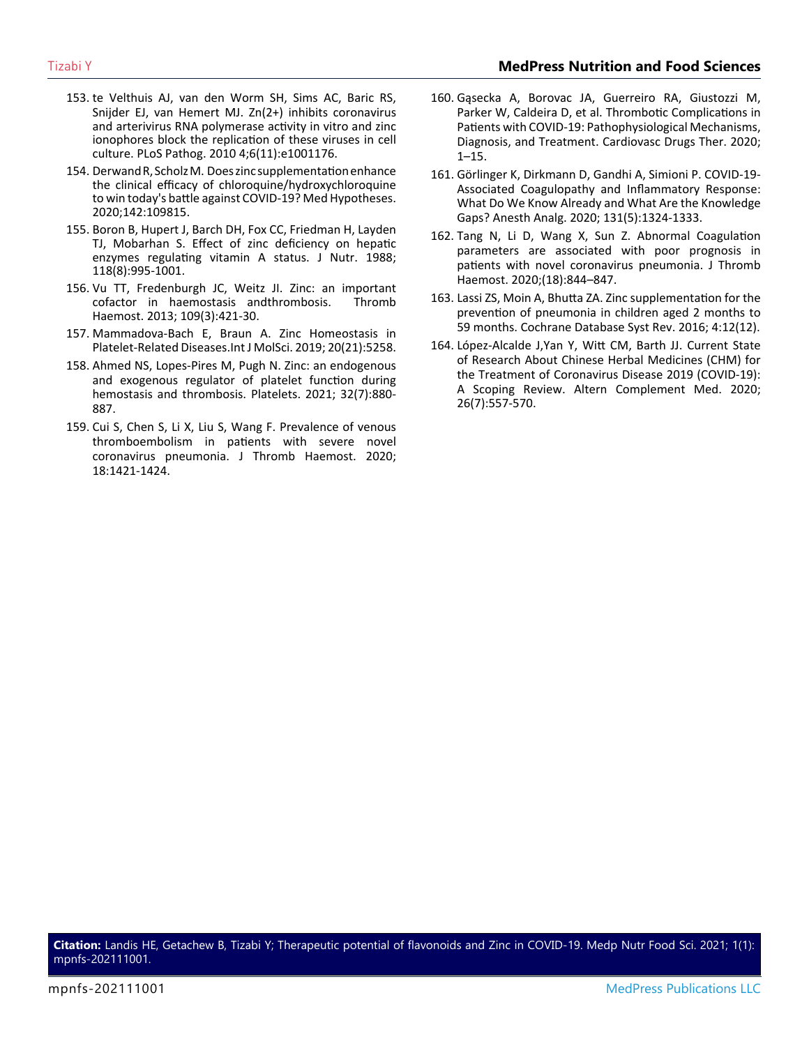153. te Velthuis AJ, van den Worm SH, Sims AC, Baric RS, Snijder EJ, van Hemert MJ. Zn(2+) inhibits coronavirus and arterivirus RNA polymerase activity in vitro and zinc ionophores block the replication of these viruses in cell culture. PLoS Pathog. 2010 4;6(11):e1001176.

154. Derwand R, Scholz M. Does zinc supplementation enhance the clinical efficacy of chloroquine/hydroxychloroquine to win today's battle against COVID-19? Med Hypotheses. 2020;142:109815.

155. Boron B, Hupert J, Barch DH, Fox CC, Friedman H, Layden TJ, Mobarhan S. Effect of zinc deficiency on hepatic enzymes regulating vitamin A status. J Nutr. 1988; 118(8):995-1001.

156. Vu TT, Fredenburgh JC, Weitz JI. Zinc: an important cofactor in haemostasis andthrombosis. Thromb Haemost. 2013; 109(3):421-30.

157. Mammadova-Bach E, Braun A. Zinc Homeostasis in Platelet-Related Diseases.Int J MolSci. 2019; 20(21):5258.

158. Ahmed NS, Lopes-Pires M, Pugh N. Zinc: an endogenous and exogenous regulator of platelet function during hemostasis and thrombosis. Platelets. 2021; 32(7):880-887.

159. Cui S, Chen S, Li X, Liu S, Wang F. Prevalence of venous thromboembolism in patients with severe novel coronavirus pneumonia. J Thromb Haemost. 2020; 18:1421-1424.

160. Gąsecka A, Borovac JA, Guerreiro RA, Giustozzi M, Parker W, Caldeira D, et al. Thrombotic Complications in Patients with COVID-19: Pathophysiological Mechanisms, Diagnosis, and Treatment. Cardiovasc Drugs Ther. 2020; 1–15.

161. Görlinger K, Dirkmann D, Gandhi A, Simioni P. COVID-19-Associated Coagulopathy and Inflammatory Response: What Do We Know Already and What Are the Knowledge Gaps? Anesth Analg. 2020; 131(5):1324-1333.

162. Tang N, Li D, Wang X, Sun Z. Abnormal Coagulation parameters are associated with poor prognosis in patients with novel coronavirus pneumonia. J Thromb Haemost. 2020;(18):844–847.

163. Lassi ZS, Moin A, Bhutta ZA. Zinc supplementation for the prevention of pneumonia in children aged 2 months to 59 months. Cochrane Database Syst Rev. 2016; 4:12(12).

164. López-Alcalde J,Yan Y, Witt CM, Barth JJ. Current State of Research About Chinese Herbal Medicines (CHM) for the Treatment of Coronavirus Disease 2019 (COVID-19): A Scoping Review. Altern Complement Med. 2020; 26(7):557-570.

**Citation:** Landis HE, Getachew B, Tizabi Y; Therapeutic potential of flavonoids and Zinc in COVID-19. Medp Nutr Food Sci. 2021; 1(1): mpnfs-202111001.